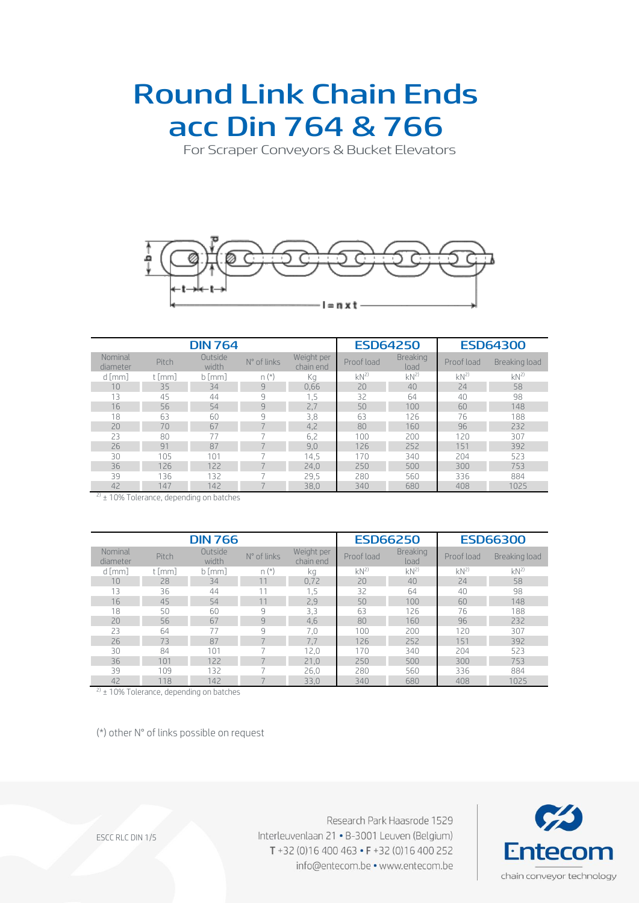# Round Link Chain Ends acc Din 764 & 766

For Scraper Conveyors & Bucket Elevators

| DIN 764 | | | | | ESD64250 | | ESD64300 | |
|---|---|---|---|---|---|---|---|---|
| Nominal diameter | Pitch | Outside width | N° of links | Weight per chain end | Proof load | Breaking load | Proof load | Breaking load |
| d [mm] | t [mm] | b [mm] | n (*) | Kg | kN[2)] | kN[2)] | kN[2)] | kN[2)] |
| 10 | 35 | 34 | 9 | 0,66 | 20 | 40 | 24 | 58 |
| 13 | 45 | 44 | 9 | 1,5 | 32 | 64 | 40 | 98 |
| 16 | 56 | 54 | 9 | 2,7 | 50 | 100 | 60 | 148 |
| 18 | 63 | 60 | 9 | 3,8 | 63 | 126 | 76 | 188 |
| 20 | 70 | 67 | 7 | 4,2 | 80 | 160 | 96 | 232 |
| 23 | 80 | 77 | 7 | 6,2 | 100 | 200 | 120 | 307 |
| 26 | 91 | 87 | 7 | 9,0 | 126 | 252 | 151 | 392 |
| 30 | 105 | 101 | 7 | 14,5 | 170 | 340 | 204 | 523 |
| 36 | 126 | 122 | 7 | 24,0 | 250 | 500 | 300 | 753 |
| 39 | 136 | 132 | 7 | 29,5 | 280 | 560 | 336 | 884 |
| 42 | 147 | 142 | 7 | 38,0 | 340 | 680 | 408 | 1025 |

[2)] ± 10% Tolerance, depending on batches

| DIN 766 | | | | | ESD66250 | | ESD66300 | |
|---|---|---|---|---|---|---|---|---|
| Nominal diameter | Pitch | Outside width | N° of links | Weight per chain end | Proof load | Breaking load | Proof load | Breaking load |
| d [mm] | t [mm] | b [mm] | n (*) | kg | kN[2)] | kN[2)] | kN[2)] | kN[2)] |
| 10 | 28 | 34 | 11 | 0,72 | 20 | 40 | 24 | 58 |
| 13 | 36 | 44 | 11 | 1,5 | 32 | 64 | 40 | 98 |
| 16 | 45 | 54 | 11 | 2,9 | 50 | 100 | 60 | 148 |
| 18 | 50 | 60 | 9 | 3,3 | 63 | 126 | 76 | 188 |
| 20 | 56 | 67 | 9 | 4,6 | 80 | 160 | 96 | 232 |
| 23 | 64 | 77 | 9 | 7,0 | 100 | 200 | 120 | 307 |
| 26 | 73 | 87 | 7 | 7,7 | 126 | 252 | 151 | 392 |
| 30 | 84 | 101 | 7 | 12,0 | 170 | 340 | 204 | 523 |
| 36 | 101 | 122 | 7 | 21,0 | 250 | 500 | 300 | 753 |
| 39 | 109 | 132 | 7 | 26,0 | 280 | 560 | 336 | 884 |
| 42 | 118 | 142 | 7 | 33,0 | 340 | 680 | 408 | 1025 |

[2)] ± 10% Tolerance, depending on batches

(*) other N° of links possible on request

ESCC RLC DIN 1/5

Research Park Haasrode 1529
Interleuvenlaan 21 • B-3001 Leuven (Belgium)
T +32 (0)16 400 463 • F +32 (0)16 400 252
info@entecom.be • www.entecom.be

Entecom
chain conveyor technology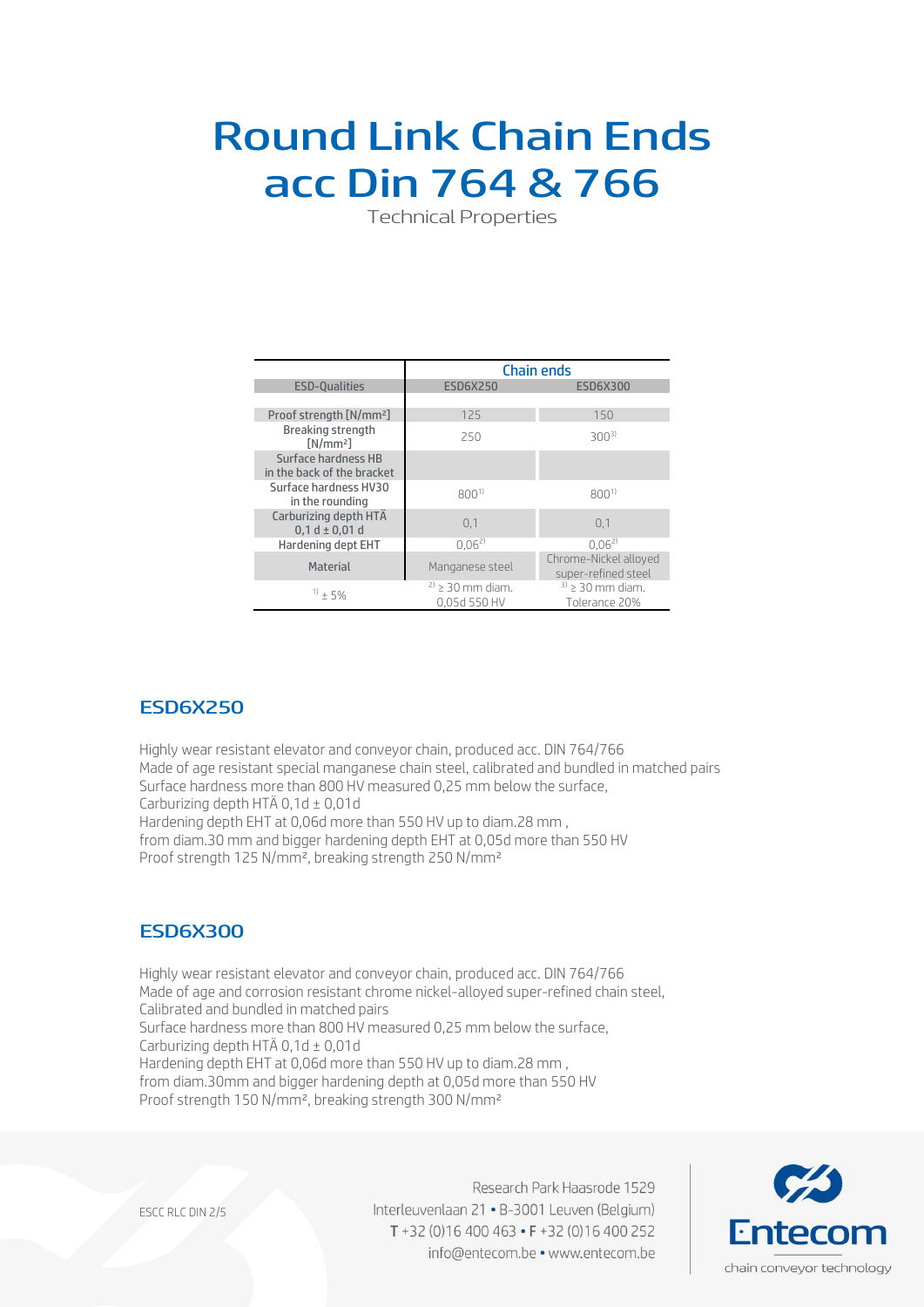# Round Link Chain Ends acc Din 764 & 766

Technical Properties

| | Chain ends | |
|---|---|---|
| ESD-Qualities | ESD6X250 | ESD6X300 |
| | | |
| Proof strength [N/mm²] | 125 | 150 |
| Breaking strength [N/mm²] | 250 | 300[3] |
| Surface hardness HB in the back of the bracket | | |
| Surface hardness HV30 in the rounding | 800[1] | 800[1] |
| Carburizing depth HTÄ 0,1 d ± 0,01 d | 0,1 | 0,1 |
| Hardening dept EHT | 0,06[2] | 0,06[2] |
| Material | Manganese steel | Chrome-Nickel alloyed super-refined steel |
| [1] ± 5% | [2] ≥ 30 mm diam. 0,05d 550 HV | [3] ≥ 30 mm diam. Tolerance 20% |

## ESD6X250

Highly wear resistant elevator and conveyor chain, produced acc. DIN 764/766
Made of age resistant special manganese chain steel, calibrated and bundled in matched pairs
Surface hardness more than 800 HV measured 0,25 mm below the surface,
Carburizing depth HTÄ 0,1d ± 0,01d
Hardening depth EHT at 0,06d more than 550 HV up to diam.28 mm ,
from diam.30 mm and bigger hardening depth EHT at 0,05d more than 550 HV
Proof strength 125 N/mm², breaking strength 250 N/mm²

## ESD6X300

Highly wear resistant elevator and conveyor chain, produced acc. DIN 764/766
Made of age and corrosion resistant chrome nickel-alloyed super-refined chain steel,
Calibrated and bundled in matched pairs
Surface hardness more than 800 HV measured 0,25 mm below the surface,
Carburizing depth HTÄ 0,1d ± 0,01d
Hardening depth EHT at 0,06d more than 550 HV up to diam.28 mm ,
from diam.30mm and bigger hardening depth at 0,05d more than 550 HV
Proof strength 150 N/mm², breaking strength 300 N/mm²

ESCC RLC DIN 2/5

Research Park Haasrode 1529
Interleuvenlaan 21 • B-3001 Leuven (Belgium)
T +32 (0)16 400 463 • F +32 (0)16 400 252
info@entecom.be • www.entecom.be

Entecom
chain conveyor technology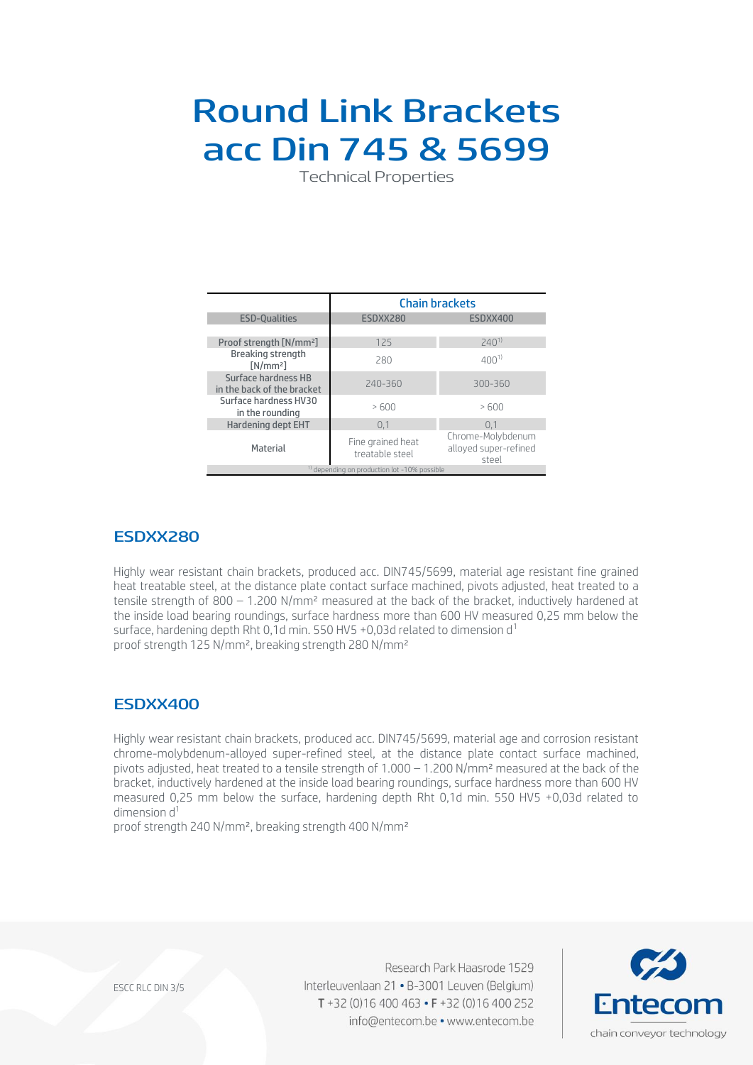# Round Link Brackets acc Din 745 & 5699

Technical Properties

| | Chain brackets | |
|---|---|---|
| ESD-Qualities | ESDXX280 | ESDXX400 |
| Proof strength [N/mm²] | 125 | 240[1)] |
| Breaking strength [N/mm²] | 280 | 400[1)] |
| Surface hardness HB in the back of the bracket | 240-360 | 300-360 |
| Surface hardness HV30 in the rounding | > 600 | > 600 |
| Hardening dept EHT | 0,1 | 0,1 |
| Material | Fine grained heat treatable steel | Chrome-Molybdenum alloyed super-refined steel |

[1)] depending on production lot -10% possible

## ESDXX280

Highly wear resistant chain brackets, produced acc. DIN745/5699, material age resistant fine grained heat treatable steel, at the distance plate contact surface machined, pivots adjusted, heat treated to a tensile strength of 800 – 1.200 N/mm² measured at the back of the bracket, inductively hardened at the inside load bearing roundings, surface hardness more than 600 HV measured 0,25 mm below the surface, hardening depth Rht 0,1d min. 550 HV5 +0,03d related to dimension d[1]
proof strength 125 N/mm², breaking strength 280 N/mm²

## ESDXX400

Highly wear resistant chain brackets, produced acc. DIN745/5699, material age and corrosion resistant chrome-molybdenum-alloyed super-refined steel, at the distance plate contact surface machined, pivots adjusted, heat treated to a tensile strength of 1.000 – 1.200 N/mm² measured at the back of the bracket, inductively hardened at the inside load bearing roundings, surface hardness more than 600 HV measured 0,25 mm below the surface, hardening depth Rht 0,1d min. 550 HV5 +0,03d related to dimension d[1]
proof strength 240 N/mm², breaking strength 400 N/mm²

ESCC RLC DIN 3/5

Research Park Haasrode 1529
Interleuvenlaan 21 • B-3001 Leuven (Belgium)
T +32 (0)16 400 463 • F +32 (0)16 400 252
info@entecom.be • www.entecom.be

Entecom
chain conveyor technology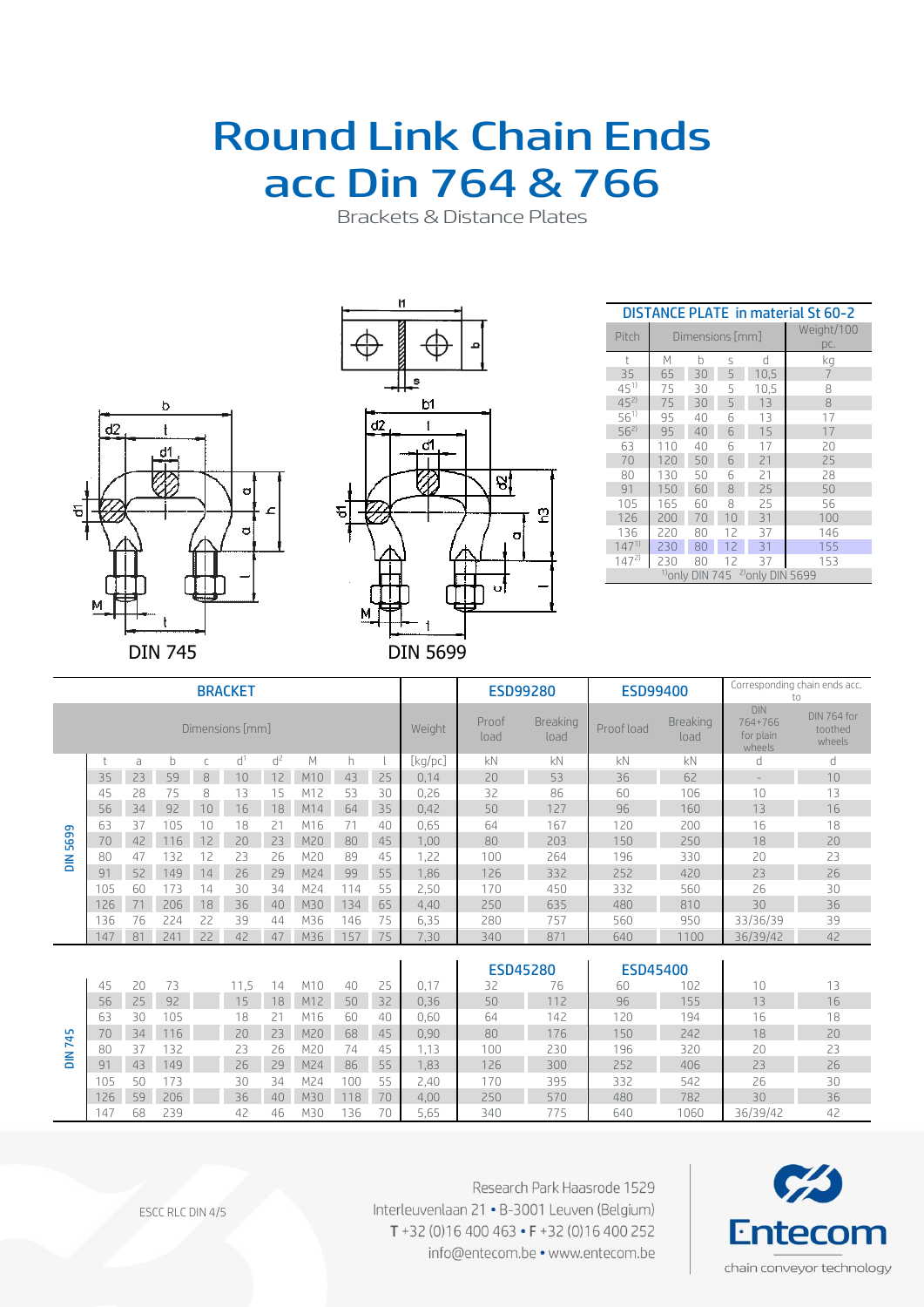# Round Link Chain Ends acc Din 764 & 766

Brackets & Distance Plates

DIN 745

DIN 5699

## DISTANCE PLATE in material St 60-2

| Pitch | Dimensions [mm] | | | | Weight/100 pc. |
|---|---|---|---|---|---|
| t | M | b | s | d | kg |
| 35 | 65 | 30 | 5 | 10,5 | 7 |
| 45[1)] | 75 | 30 | 5 | 10,5 | 8 |
| 45[2)] | 75 | 30 | 5 | 13 | 8 |
| 56[1)] | 95 | 40 | 6 | 13 | 17 |
| 56[2)] | 95 | 40 | 6 | 15 | 17 |
| 63 | 110 | 40 | 6 | 17 | 20 |
| 70 | 120 | 50 | 6 | 21 | 25 |
| 80 | 130 | 50 | 6 | 21 | 28 |
| 91 | 150 | 60 | 8 | 25 | 50 |
| 105 | 165 | 60 | 8 | 25 | 56 |
| 126 | 200 | 70 | 10 | 31 | 100 |
| 136 | 220 | 80 | 12 | 37 | 146 |
| 147[1)] | 230 | 80 | 12 | 31 | 155 |
| 147[2)] | 230 | 80 | 12 | 37 | 153 |

[1)]only DIN 745 [2)]only DIN 5699

## BRACKET

| | Dimensions [mm] | | | | | | | | | Weight | ESD99280 | | ESD99400 | | Corresponding chain ends acc. to | |
|---|---|---|---|---|---|---|---|---|---|---|---|---|---|---|---|---|
| | | | | | | | | | | | Proof load | Breaking load | Proof load | Breaking load | DIN 764+766 for plain wheels | DIN 764 for toothed wheels |
| | t | a | b | c | d[1] | d[2] | M | h | l | [kg/pc] | kN | kN | kN | kN | d | d |
| DIN 5699 | 35 | 23 | 59 | 8 | 10 | 12 | M10 | 43 | 25 | 0,14 | 20 | 53 | 36 | 62 | – | 10 |
| | 45 | 28 | 75 | 8 | 13 | 15 | M12 | 53 | 30 | 0,26 | 32 | 86 | 60 | 106 | 10 | 13 |
| | 56 | 34 | 92 | 10 | 16 | 18 | M14 | 64 | 35 | 0,42 | 50 | 127 | 96 | 160 | 13 | 16 |
| | 63 | 37 | 105 | 10 | 18 | 21 | M16 | 71 | 40 | 0,65 | 64 | 167 | 120 | 200 | 16 | 18 |
| | 70 | 42 | 116 | 12 | 20 | 23 | M20 | 80 | 45 | 1,00 | 80 | 203 | 150 | 250 | 18 | 20 |
| | 80 | 47 | 132 | 12 | 23 | 26 | M20 | 89 | 45 | 1,22 | 100 | 264 | 196 | 330 | 20 | 23 |
| | 91 | 52 | 149 | 14 | 26 | 29 | M24 | 99 | 55 | 1,86 | 126 | 332 | 252 | 420 | 23 | 26 |
| | 105 | 60 | 173 | 14 | 30 | 34 | M24 | 114 | 55 | 2,50 | 170 | 450 | 332 | 560 | 26 | 30 |
| | 126 | 71 | 206 | 18 | 36 | 40 | M30 | 134 | 65 | 4,40 | 250 | 635 | 480 | 810 | 30 | 36 |
| | 136 | 76 | 224 | 22 | 39 | 44 | M36 | 146 | 75 | 6,35 | 280 | 757 | 560 | 950 | 33/36/39 | 39 |
| | 147 | 81 | 241 | 22 | 42 | 47 | M36 | 157 | 75 | 7,30 | 340 | 871 | 640 | 1100 | 36/39/42 | 42 |

| | t | a | b | c | d[1] | d[2] | M | h | l | Weight [kg/pc] | ESD45280 Proof load kN | ESD45280 Breaking load kN | ESD45400 Proof load kN | ESD45400 Breaking load kN | DIN 764+766 for plain wheels d | DIN 764 for toothed wheels d |
|---|---|---|---|---|---|---|---|---|---|---|---|---|---|---|---|---|
| DIN 745 | 45 | 20 | 73 | | 11,5 | 14 | M10 | 40 | 25 | 0,17 | 32 | 76 | 60 | 102 | 10 | 13 |
| | 56 | 25 | 92 | | 15 | 18 | M12 | 50 | 32 | 0,36 | 50 | 112 | 96 | 155 | 13 | 16 |
| | 63 | 30 | 105 | | 18 | 21 | M16 | 60 | 40 | 0,60 | 64 | 142 | 120 | 194 | 16 | 18 |
| | 70 | 34 | 116 | | 20 | 23 | M20 | 68 | 45 | 0,90 | 80 | 176 | 150 | 242 | 18 | 20 |
| | 80 | 37 | 132 | | 23 | 26 | M20 | 74 | 45 | 1,13 | 100 | 230 | 196 | 320 | 20 | 23 |
| | 91 | 43 | 149 | | 26 | 29 | M24 | 86 | 55 | 1,83 | 126 | 300 | 252 | 406 | 23 | 26 |
| | 105 | 50 | 173 | | 30 | 34 | M24 | 100 | 55 | 2,40 | 170 | 395 | 332 | 542 | 26 | 30 |
| | 126 | 59 | 206 | | 36 | 40 | M30 | 118 | 70 | 4,00 | 250 | 570 | 480 | 782 | 30 | 36 |
| | 147 | 68 | 239 | | 42 | 46 | M30 | 136 | 70 | 5,65 | 340 | 775 | 640 | 1060 | 36/39/42 | 42 |

ESCC RLC DIN 4/5

Research Park Haasrode 1529
Interleuvenlaan 21 • B-3001 Leuven (Belgium)
T +32 (0)16 400 463 • F +32 (0)16 400 252
info@entecom.be • www.entecom.be

Entecom
chain conveyor technology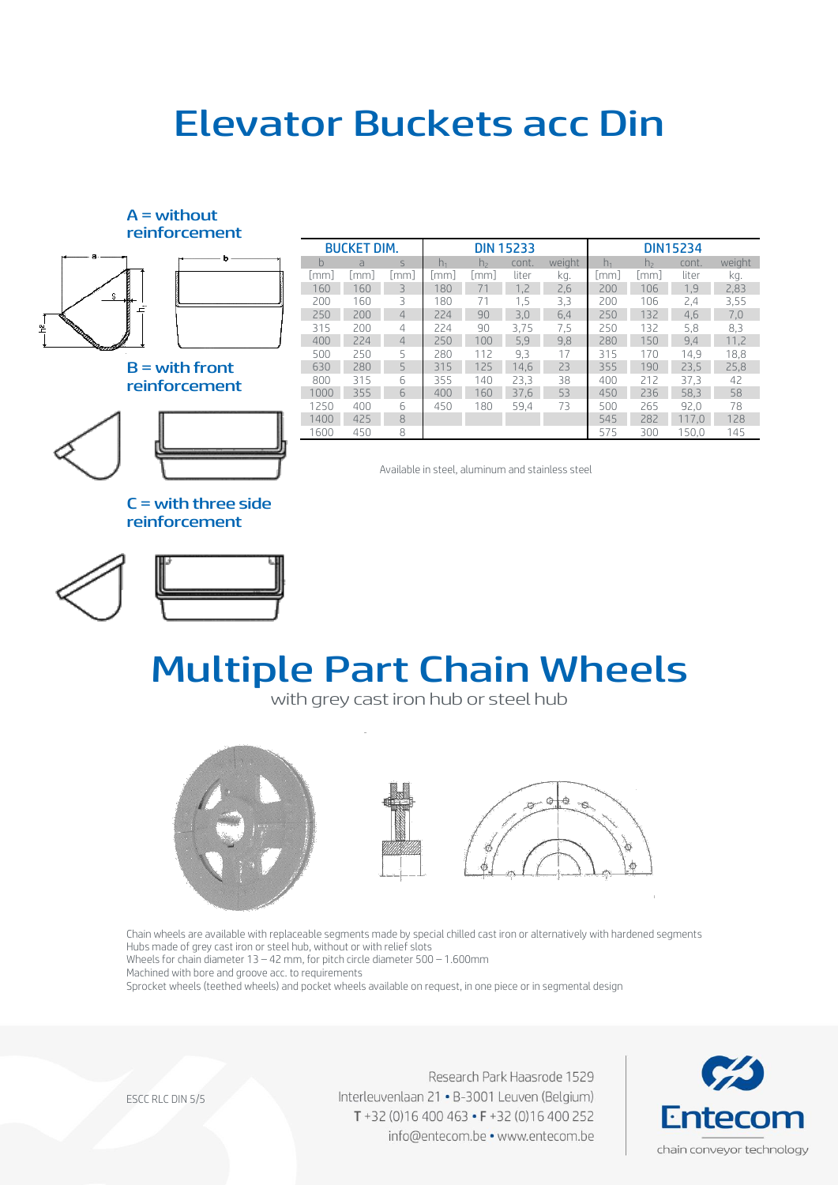# Elevator Buckets acc Din

**A = without reinforcement**

**B = with front reinforcement**

**C = with three side reinforcement**

| BUCKET DIM. | | | DIN 15233 | | | | DIN15234 | | | |
|---|---|---|---|---|---|---|---|---|---|---|
| b | a | s | $h_1$ | $h_2$ | cont. | weight | $h_1$ | $h_2$ | cont. | weight |
| [mm] | [mm] | [mm] | [mm] | [mm] | liter | kg. | [mm] | [mm] | liter | kg. |
| 160 | 160 | 3 | 180 | 71 | 1,2 | 2,6 | 200 | 106 | 1,9 | 2,83 |
| 200 | 160 | 3 | 180 | 71 | 1,5 | 3,3 | 200 | 106 | 2,4 | 3,55 |
| 250 | 200 | 4 | 224 | 90 | 3,0 | 6,4 | 250 | 132 | 4,6 | 7,0 |
| 315 | 200 | 4 | 224 | 90 | 3,75 | 7,5 | 250 | 132 | 5,8 | 8,3 |
| 400 | 224 | 4 | 250 | 100 | 5,9 | 9,8 | 280 | 150 | 9,4 | 11,2 |
| 500 | 250 | 5 | 280 | 112 | 9,3 | 17 | 315 | 170 | 14,9 | 18,8 |
| 630 | 280 | 5 | 315 | 125 | 14,6 | 23 | 355 | 190 | 23,5 | 25,8 |
| 800 | 315 | 6 | 355 | 140 | 23,3 | 38 | 400 | 212 | 37,3 | 42 |
| 1000 | 355 | 6 | 400 | 160 | 37,6 | 53 | 450 | 236 | 58,3 | 58 |
| 1250 | 400 | 6 | 450 | 180 | 59,4 | 73 | 500 | 265 | 92,0 | 78 |
| 1400 | 425 | 8 | | | | | 545 | 282 | 117,0 | 128 |
| 1600 | 450 | 8 | | | | | 575 | 300 | 150,0 | 145 |

Available in steel, aluminum and stainless steel

# Multiple Part Chain Wheels

with grey cast iron hub or steel hub

Chain wheels are available with replaceable segments made by special chilled cast iron or alternatively with hardened segments
Hubs made of grey cast iron or steel hub, without or with relief slots
Wheels for chain diameter 13 – 42 mm, for pitch circle diameter 500 – 1.600mm
Machined with bore and groove acc. to requirements
Sprocket wheels (teethed wheels) and pocket wheels available on request, in one piece or in segmental design

ESCC RLC DIN 5/5

Research Park Haasrode 1529
Interleuvenlaan 21 • B-3001 Leuven (Belgium)
T +32 (0)16 400 463 • F +32 (0)16 400 252
info@entecom.be • www.entecom.be

Entecom
chain conveyor technology